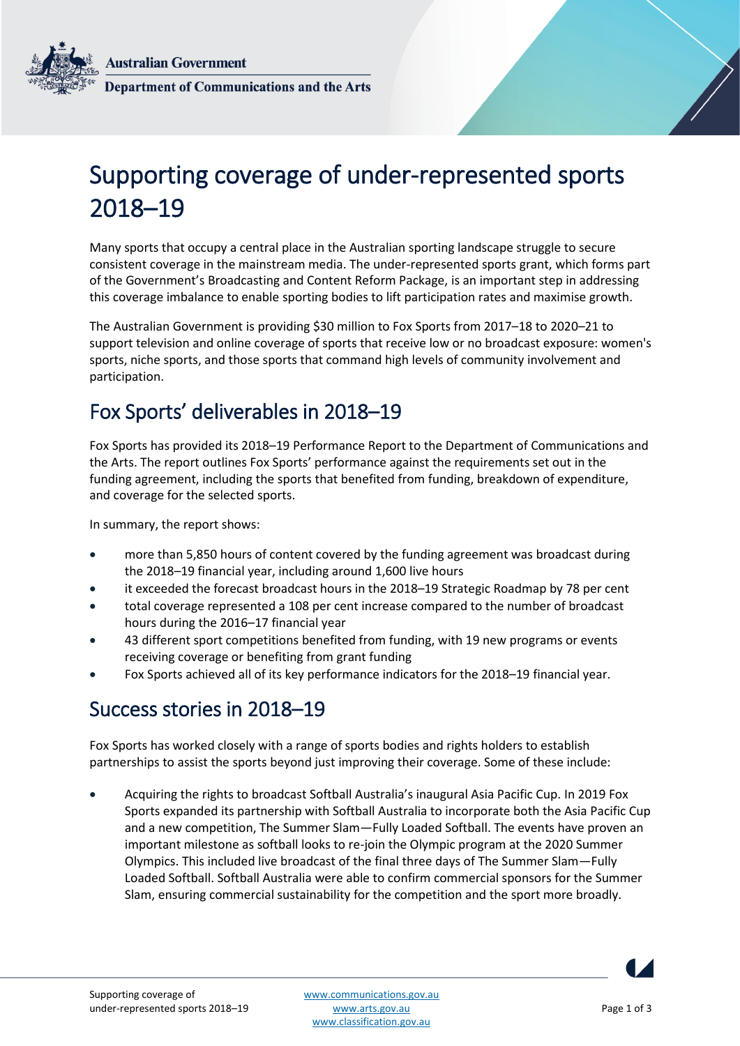Australian Government

Department of Communications and the Arts

# Supporting coverage of under-represented sports 2018–19

Many sports that occupy a central place in the Australian sporting landscape struggle to secure consistent coverage in the mainstream media. The under-represented sports grant, which forms part of the Government's Broadcasting and Content Reform Package, is an important step in addressing this coverage imbalance to enable sporting bodies to lift participation rates and maximise growth.

The Australian Government is providing $30 million to Fox Sports from 2017–18 to 2020–21 to support television and online coverage of sports that receive low or no broadcast exposure: women's sports, niche sports, and those sports that command high levels of community involvement and participation.

## Fox Sports' deliverables in 2018–19

Fox Sports has provided its 2018–19 Performance Report to the Department of Communications and the Arts. The report outlines Fox Sports' performance against the requirements set out in the funding agreement, including the sports that benefited from funding, breakdown of expenditure, and coverage for the selected sports.

In summary, the report shows:

- more than 5,850 hours of content covered by the funding agreement was broadcast during the 2018–19 financial year, including around 1,600 live hours
- it exceeded the forecast broadcast hours in the 2018–19 Strategic Roadmap by 78 per cent
- total coverage represented a 108 per cent increase compared to the number of broadcast hours during the 2016–17 financial year
- 43 different sport competitions benefited from funding, with 19 new programs or events receiving coverage or benefiting from grant funding
- Fox Sports achieved all of its key performance indicators for the 2018–19 financial year.

## Success stories in 2018–19

Fox Sports has worked closely with a range of sports bodies and rights holders to establish partnerships to assist the sports beyond just improving their coverage. Some of these include:

- Acquiring the rights to broadcast Softball Australia's inaugural Asia Pacific Cup. In 2019 Fox Sports expanded its partnership with Softball Australia to incorporate both the Asia Pacific Cup and a new competition, The Summer Slam—Fully Loaded Softball. The events have proven an important milestone as softball looks to re-join the Olympic program at the 2020 Summer Olympics. This included live broadcast of the final three days of The Summer Slam—Fully Loaded Softball. Softball Australia were able to confirm commercial sponsors for the Summer Slam, ensuring commercial sustainability for the competition and the sport more broadly.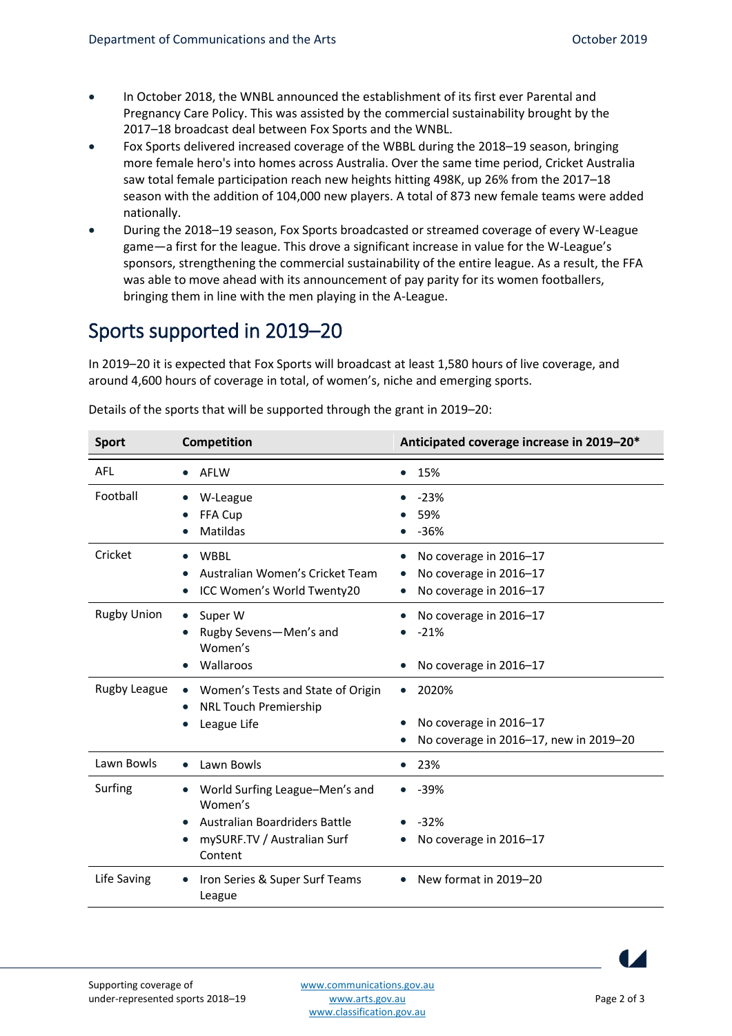- In October 2018, the WNBL announced the establishment of its first ever Parental and Pregnancy Care Policy. This was assisted by the commercial sustainability brought by the 2017–18 broadcast deal between Fox Sports and the WNBL.
- Fox Sports delivered increased coverage of the WBBL during the 2018–19 season, bringing more female hero's into homes across Australia. Over the same time period, Cricket Australia saw total female participation reach new heights hitting 498K, up 26% from the 2017–18 season with the addition of 104,000 new players. A total of 873 new female teams were added nationally.
- During the 2018–19 season, Fox Sports broadcasted or streamed coverage of every W-League game—a first for the league. This drove a significant increase in value for the W-League's sponsors, strengthening the commercial sustainability of the entire league. As a result, the FFA was able to move ahead with its announcement of pay parity for its women footballers, bringing them in line with the men playing in the A-League.

## Sports supported in 2019–20

In 2019–20 it is expected that Fox Sports will broadcast at least 1,580 hours of live coverage, and around 4,600 hours of coverage in total, of women's, niche and emerging sports.

Details of the sports that will be supported through the grant in 2019–20:

| Sport | Competition | Anticipated coverage increase in 2019–20* |
|---|---|---|
| AFL | AFLW | 15% |
| Football | W-League | -23% |
| | FFA Cup | 59% |
| | Matildas | -36% |
| Cricket | WBBL | No coverage in 2016–17 |
| | Australian Women's Cricket Team | No coverage in 2016–17 |
| | ICC Women's World Twenty20 | No coverage in 2016–17 |
| Rugby Union | Super W | No coverage in 2016–17 |
| | Rugby Sevens—Men's and Women's | -21% |
| | Wallaroos | No coverage in 2016–17 |
| Rugby League | Women's Tests and State of Origin | 2020% |
| | NRL Touch Premiership | No coverage in 2016–17 |
| | League Life | No coverage in 2016–17, new in 2019–20 |
| Lawn Bowls | Lawn Bowls | 23% |
| Surfing | World Surfing League–Men's and Women's | -39% |
| | Australian Boardriders Battle | -32% |
| | mySURF.TV / Australian Surf Content | No coverage in 2016–17 |
| Life Saving | Iron Series & Super Surf Teams League | New format in 2019–20 |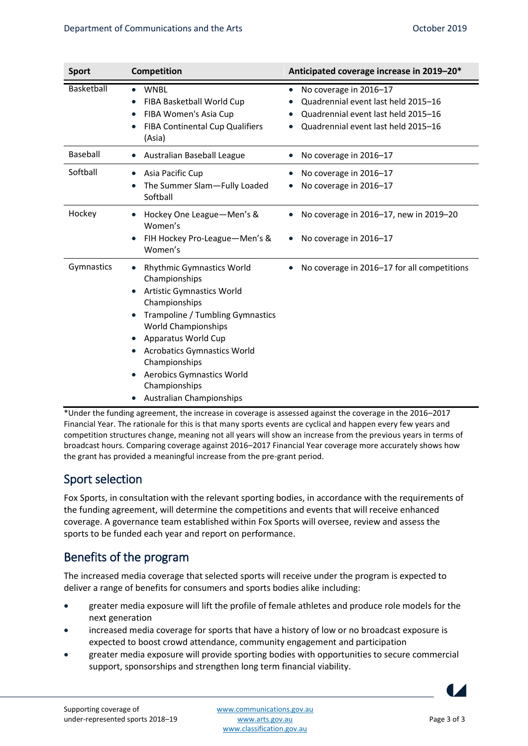| Sport | Competition | Anticipated coverage increase in 2019–20* |
|---|---|---|
| Basketball | • WNBL<br>• FIBA Basketball World Cup<br>• FIBA Women's Asia Cup<br>• FIBA Continental Cup Qualifiers (Asia) | • No coverage in 2016–17<br>• Quadrennial event last held 2015–16<br>• Quadrennial event last held 2015–16<br>• Quadrennial event last held 2015–16 |
| Baseball | • Australian Baseball League | • No coverage in 2016–17 |
| Softball | • Asia Pacific Cup<br>• The Summer Slam—Fully Loaded Softball | • No coverage in 2016–17<br>• No coverage in 2016–17 |
| Hockey | • Hockey One League—Men's & Women's<br>• FIH Hockey Pro-League—Men's & Women's | • No coverage in 2016–17, new in 2019–20<br>• No coverage in 2016–17 |
| Gymnastics | • Rhythmic Gymnastics World Championships<br>• Artistic Gymnastics World Championships<br>• Trampoline / Tumbling Gymnastics World Championships<br>• Apparatus World Cup<br>• Acrobatics Gymnastics World Championships<br>• Aerobics Gymnastics World Championships<br>• Australian Championships | • No coverage in 2016–17 for all competitions |

*Under the funding agreement, the increase in coverage is assessed against the coverage in the 2016–2017 Financial Year. The rationale for this is that many sports events are cyclical and happen every few years and competition structures change, meaning not all years will show an increase from the previous years in terms of broadcast hours. Comparing coverage against 2016–2017 Financial Year coverage more accurately shows how the grant has provided a meaningful increase from the pre-grant period.

## Sport selection

Fox Sports, in consultation with the relevant sporting bodies, in accordance with the requirements of the funding agreement, will determine the competitions and events that will receive enhanced coverage. A governance team established within Fox Sports will oversee, review and assess the sports to be funded each year and report on performance.

## Benefits of the program

The increased media coverage that selected sports will receive under the program is expected to deliver a range of benefits for consumers and sports bodies alike including:

- greater media exposure will lift the profile of female athletes and produce role models for the next generation
- increased media coverage for sports that have a history of low or no broadcast exposure is expected to boost crowd attendance, community engagement and participation
- greater media exposure will provide sporting bodies with opportunities to secure commercial support, sponsorships and strengthen long term financial viability.